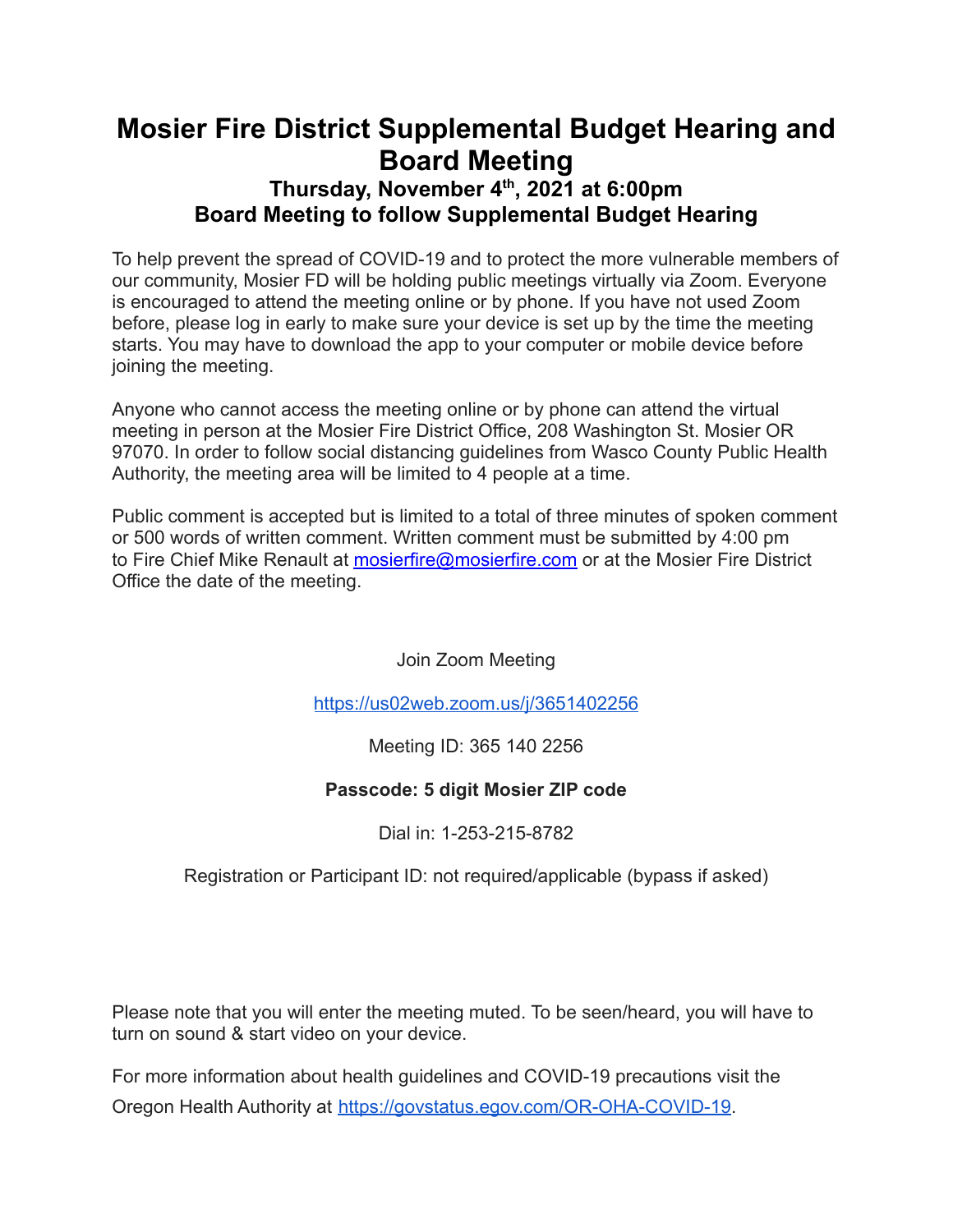# Mosier Fire District Supplemental Budget Hearing and Board Meeting

### Thursday, November 4th, 2021 at 6:00pm
### Board Meeting to follow Supplemental Budget Hearing

To help prevent the spread of COVID-19 and to protect the more vulnerable members of our community, Mosier FD will be holding public meetings virtually via Zoom. Everyone is encouraged to attend the meeting online or by phone. If you have not used Zoom before, please log in early to make sure your device is set up by the time the meeting starts. You may have to download the app to your computer or mobile device before joining the meeting.

Anyone who cannot access the meeting online or by phone can attend the virtual meeting in person at the Mosier Fire District Office, 208 Washington St. Mosier OR 97070. In order to follow social distancing guidelines from Wasco County Public Health Authority, the meeting area will be limited to 4 people at a time.

Public comment is accepted but is limited to a total of three minutes of spoken comment or 500 words of written comment. Written comment must be submitted by 4:00 pm to Fire Chief Mike Renault at mosierfire@mosierfire.com or at the Mosier Fire District Office the date of the meeting.

Join Zoom Meeting

https://us02web.zoom.us/j/3651402256

Meeting ID: 365 140 2256

**Passcode: 5 digit Mosier ZIP code**

Dial in: 1-253-215-8782

Registration or Participant ID: not required/applicable (bypass if asked)

Please note that you will enter the meeting muted. To be seen/heard, you will have to turn on sound & start video on your device.

For more information about health guidelines and COVID-19 precautions visit the Oregon Health Authority at https://govstatus.egov.com/OR-OHA-COVID-19.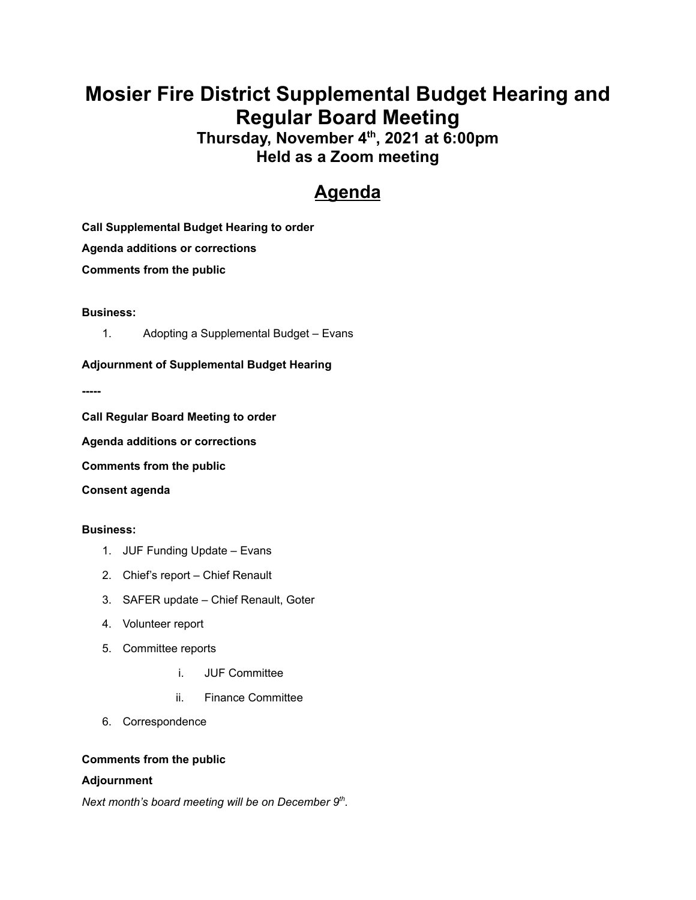# Mosier Fire District Supplemental Budget Hearing and Regular Board Meeting

### Thursday, November 4th, 2021 at 6:00pm
### Held as a Zoom meeting

## Agenda

**Call Supplemental Budget Hearing to order**

**Agenda additions or corrections**

**Comments from the public**

**Business:**

1. Adopting a Supplemental Budget – Evans

**Adjournment of Supplemental Budget Hearing**

**-----**

**Call Regular Board Meeting to order**

**Agenda additions or corrections**

**Comments from the public**

**Consent agenda**

**Business:**

1. JUF Funding Update – Evans
2. Chief's report – Chief Renault
3. SAFER update – Chief Renault, Goter
4. Volunteer report
5. Committee reports
   i. JUF Committee
   ii. Finance Committee
6. Correspondence

**Comments from the public**

**Adjournment**

*Next month's board meeting will be on December 9th.*